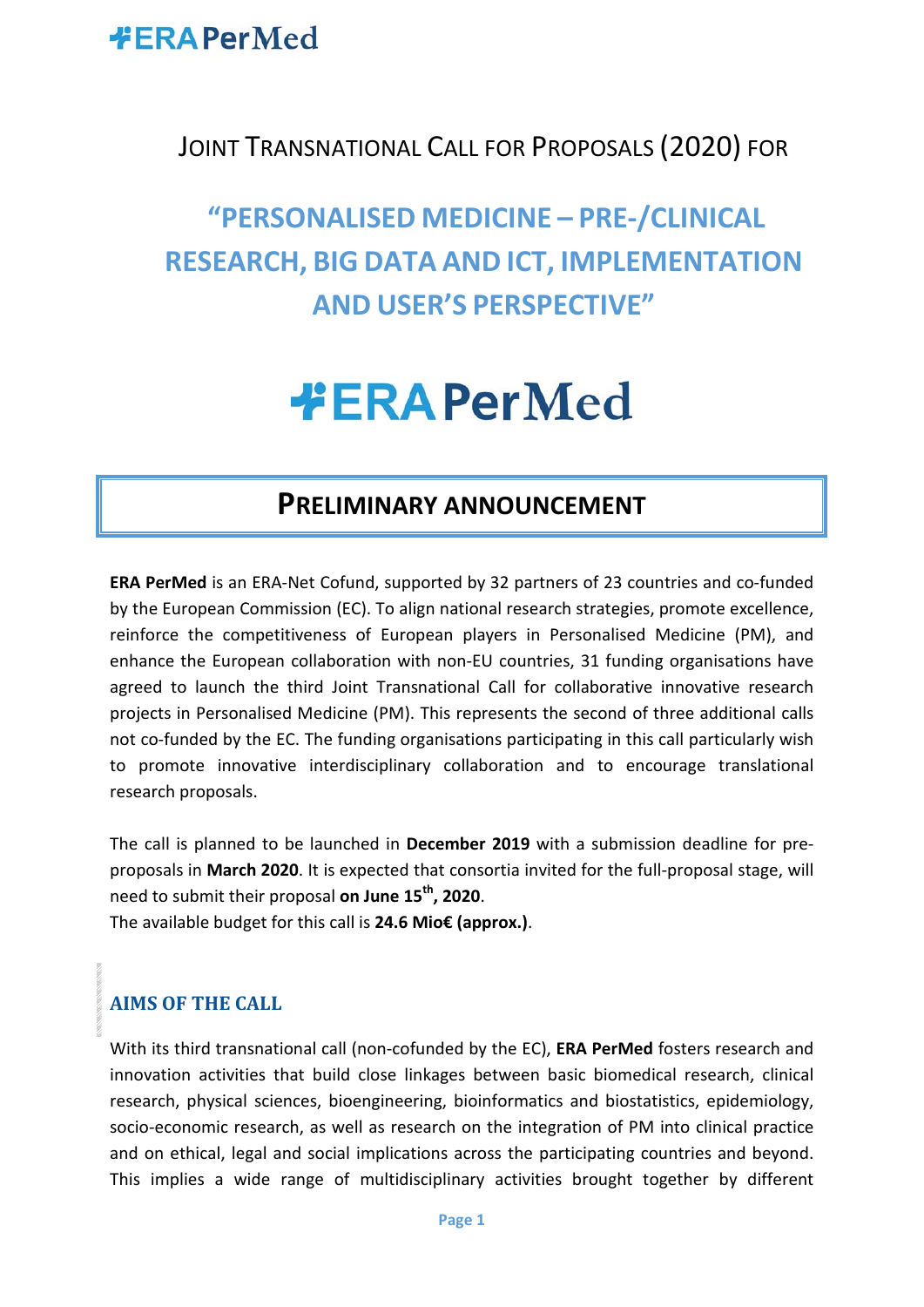# Joint Transnational Call for Proposals (2020) for

# "Personalised Medicine – Pre-/Clinical Research, Big Data and ICT, Implementation and User's Perspective"

ERA PerMed

## Preliminary Announcement

**ERA PerMed** is an ERA-Net Cofund, supported by 32 partners of 23 countries and co-funded by the European Commission (EC). To align national research strategies, promote excellence, reinforce the competitiveness of European players in Personalised Medicine (PM), and enhance the European collaboration with non-EU countries, 31 funding organisations have agreed to launch the third Joint Transnational Call for collaborative innovative research projects in Personalised Medicine (PM). This represents the second of three additional calls not co-funded by the EC. The funding organisations participating in this call particularly wish to promote innovative interdisciplinary collaboration and to encourage translational research proposals.

The call is planned to be launched in **December 2019** with a submission deadline for pre-proposals in **March 2020**. It is expected that consortia invited for the full-proposal stage, will need to submit their proposal **on June 15th, 2020**.

The available budget for this call is **24.6 Mio€ (approx.)**.

## AIMS OF THE CALL

With its third transnational call (non-cofunded by the EC), **ERA PerMed** fosters research and innovation activities that build close linkages between basic biomedical research, clinical research, physical sciences, bioengineering, bioinformatics and biostatistics, epidemiology, socio-economic research, as well as research on the integration of PM into clinical practice and on ethical, legal and social implications across the participating countries and beyond. This implies a wide range of multidisciplinary activities brought together by different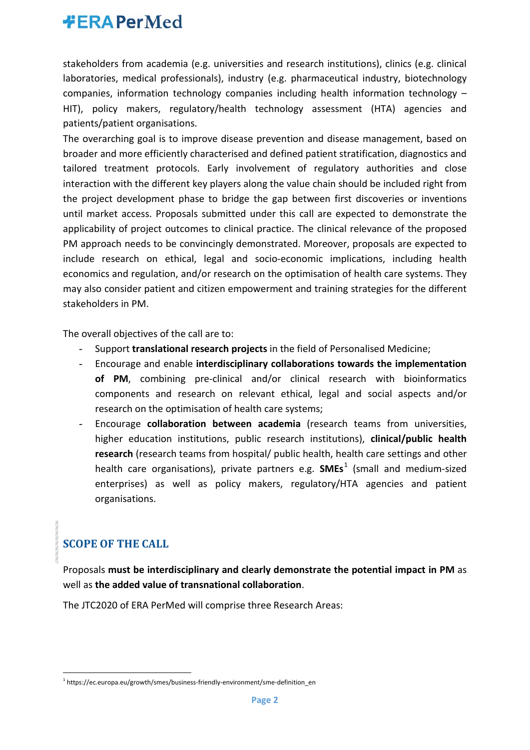stakeholders from academia (e.g. universities and research institutions), clinics (e.g. clinical laboratories, medical professionals), industry (e.g. pharmaceutical industry, biotechnology companies, information technology companies including health information technology – HIT), policy makers, regulatory/health technology assessment (HTA) agencies and patients/patient organisations.

The overarching goal is to improve disease prevention and disease management, based on broader and more efficiently characterised and defined patient stratification, diagnostics and tailored treatment protocols. Early involvement of regulatory authorities and close interaction with the different key players along the value chain should be included right from the project development phase to bridge the gap between first discoveries or inventions until market access. Proposals submitted under this call are expected to demonstrate the applicability of project outcomes to clinical practice. The clinical relevance of the proposed PM approach needs to be convincingly demonstrated. Moreover, proposals are expected to include research on ethical, legal and socio-economic implications, including health economics and regulation, and/or research on the optimisation of health care systems. They may also consider patient and citizen empowerment and training strategies for the different stakeholders in PM.

The overall objectives of the call are to:

- Support **translational research projects** in the field of Personalised Medicine;
- Encourage and enable **interdisciplinary collaborations towards the implementation of PM**, combining pre-clinical and/or clinical research with bioinformatics components and research on relevant ethical, legal and social aspects and/or research on the optimisation of health care systems;
- Encourage **collaboration between academia** (research teams from universities, higher education institutions, public research institutions), **clinical/public health research** (research teams from hospital/ public health, health care settings and other health care organisations), private partners e.g. **SMEs**[1] (small and medium-sized enterprises) as well as policy makers, regulatory/HTA agencies and patient organisations.

## SCOPE OF THE CALL

Proposals **must be interdisciplinary and clearly demonstrate the potential impact in PM** as well as **the added value of transnational collaboration**.

The JTC2020 of ERA PerMed will comprise three Research Areas:

[1] https://ec.europa.eu/growth/smes/business-friendly-environment/sme-definition_en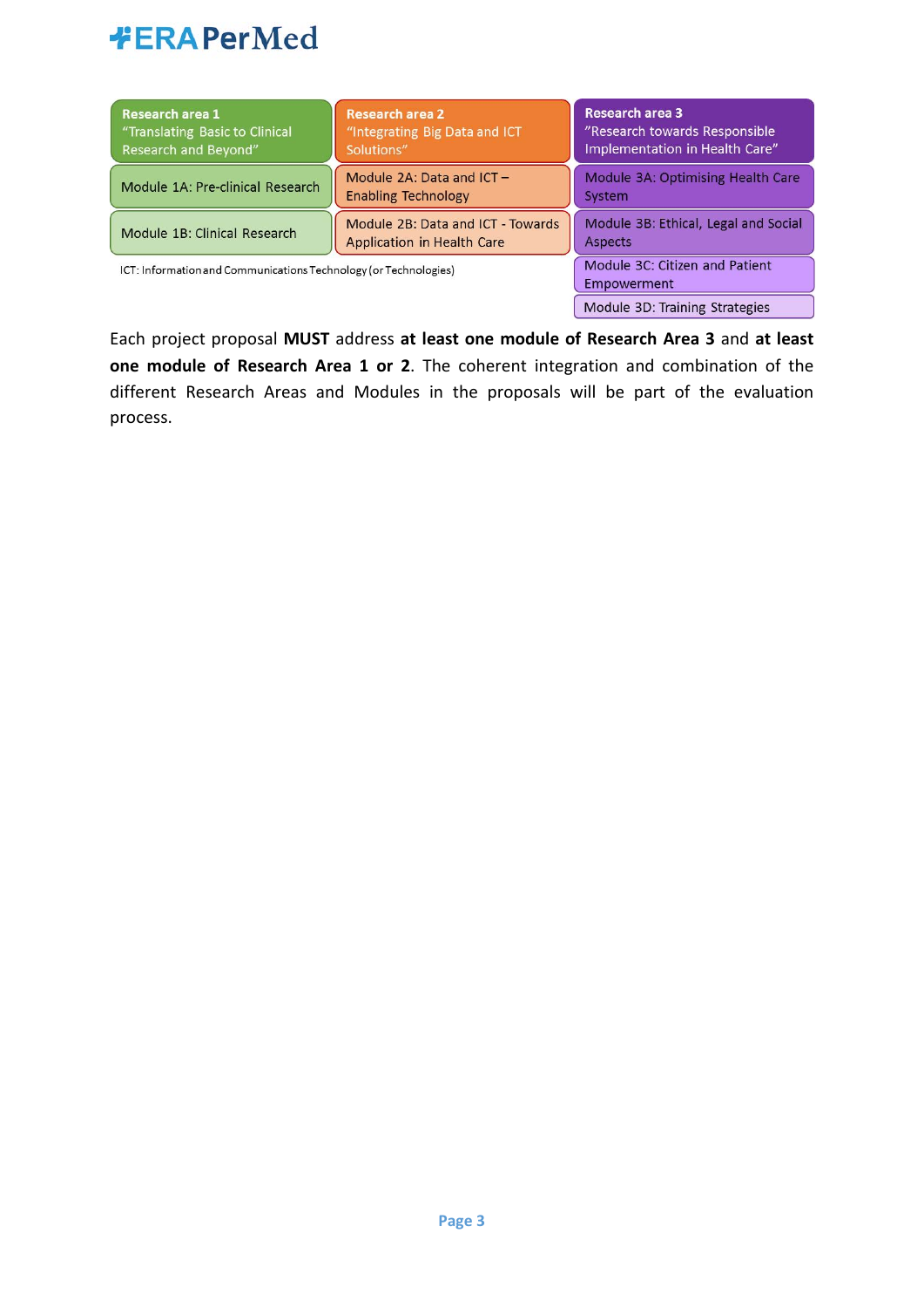| Research area 1 "Translating Basic to Clinical Research and Beyond" | Research area 2 "Integrating Big Data and ICT Solutions" | Research area 3 "Research towards Responsible Implementation in Health Care" |
|---|---|---|
| Module 1A: Pre-clinical Research | Module 2A: Data and ICT – Enabling Technology | Module 3A: Optimising Health Care System |
| Module 1B: Clinical Research | Module 2B: Data and ICT - Towards Application in Health Care | Module 3B: Ethical, Legal and Social Aspects |
| | | Module 3C: Citizen and Patient Empowerment |
| | | Module 3D: Training Strategies |

ICT: Information and Communications Technology (or Technologies)

Each project proposal **MUST** address **at least one module of Research Area 3** and **at least one module of Research Area 1 or 2**. The coherent integration and combination of the different Research Areas and Modules in the proposals will be part of the evaluation process.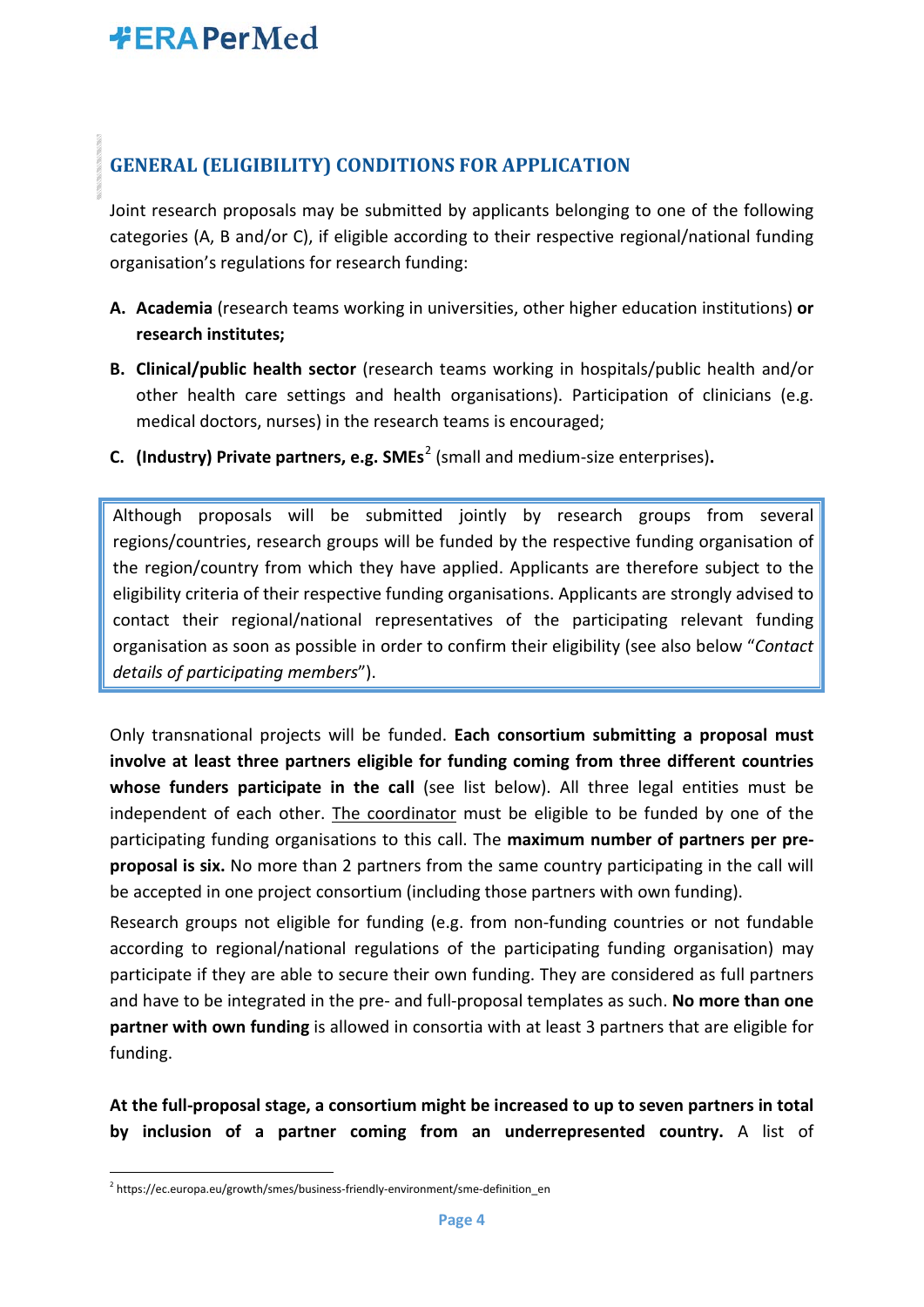## GENERAL (ELIGIBILITY) CONDITIONS FOR APPLICATION

Joint research proposals may be submitted by applicants belonging to one of the following categories (A, B and/or C), if eligible according to their respective regional/national funding organisation's regulations for research funding:

**A. Academia** (research teams working in universities, other higher education institutions) **or research institutes;**

**B. Clinical/public health sector** (research teams working in hospitals/public health and/or other health care settings and health organisations). Participation of clinicians (e.g. medical doctors, nurses) in the research teams is encouraged;

**C. (Industry) Private partners, e.g. SMEs**[2] (small and medium-size enterprises)**.**

> Although proposals will be submitted jointly by research groups from several regions/countries, research groups will be funded by the respective funding organisation of the region/country from which they have applied. Applicants are therefore subject to the eligibility criteria of their respective funding organisations. Applicants are strongly advised to contact their regional/national representatives of the participating relevant funding organisation as soon as possible in order to confirm their eligibility (see also below "*Contact details of participating members*").

Only transnational projects will be funded. **Each consortium submitting a proposal must involve at least three partners eligible for funding coming from three different countries whose funders participate in the call** (see list below). All three legal entities must be independent of each other. The coordinator must be eligible to be funded by one of the participating funding organisations to this call. The **maximum number of partners per pre-proposal is six.** No more than 2 partners from the same country participating in the call will be accepted in one project consortium (including those partners with own funding).

Research groups not eligible for funding (e.g. from non-funding countries or not fundable according to regional/national regulations of the participating funding organisation) may participate if they are able to secure their own funding. They are considered as full partners and have to be integrated in the pre- and full-proposal templates as such. **No more than one partner with own funding** is allowed in consortia with at least 3 partners that are eligible for funding.

**At the full-proposal stage, a consortium might be increased to up to seven partners in total by inclusion of a partner coming from an underrepresented country.** A list of

[2] https://ec.europa.eu/growth/smes/business-friendly-environment/sme-definition_en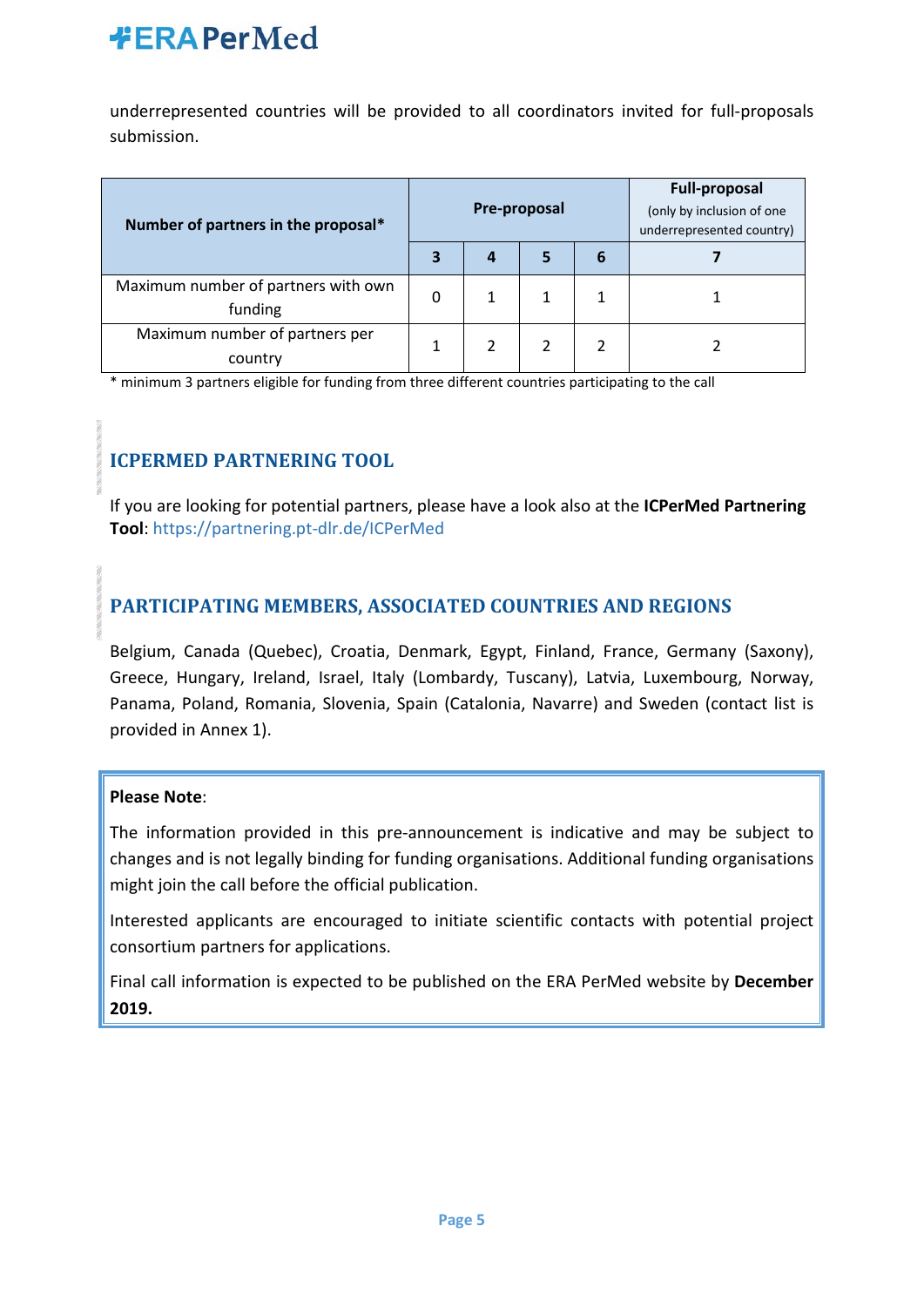underrepresented countries will be provided to all coordinators invited for full-proposals submission.

| Number of partners in the proposal* | Pre-proposal | | | | Full-proposal (only by inclusion of one underrepresented country) |
|---|---|---|---|---|---|
| | 3 | 4 | 5 | 6 | 7 |
| Maximum number of partners with own funding | 0 | 1 | 1 | 1 | 1 |
| Maximum number of partners per country | 1 | 2 | 2 | 2 | 2 |

* minimum 3 partners eligible for funding from three different countries participating to the call

## ICPERMED PARTNERING TOOL

If you are looking for potential partners, please have a look also at the **ICPerMed Partnering Tool**: https://partnering.pt-dlr.de/ICPerMed

## PARTICIPATING MEMBERS, ASSOCIATED COUNTRIES AND REGIONS

Belgium, Canada (Quebec), Croatia, Denmark, Egypt, Finland, France, Germany (Saxony), Greece, Hungary, Ireland, Israel, Italy (Lombardy, Tuscany), Latvia, Luxembourg, Norway, Panama, Poland, Romania, Slovenia, Spain (Catalonia, Navarre) and Sweden (contact list is provided in Annex 1).

**Please Note**:

The information provided in this pre-announcement is indicative and may be subject to changes and is not legally binding for funding organisations. Additional funding organisations might join the call before the official publication.

Interested applicants are encouraged to initiate scientific contacts with potential project consortium partners for applications.

Final call information is expected to be published on the ERA PerMed website by **December 2019.**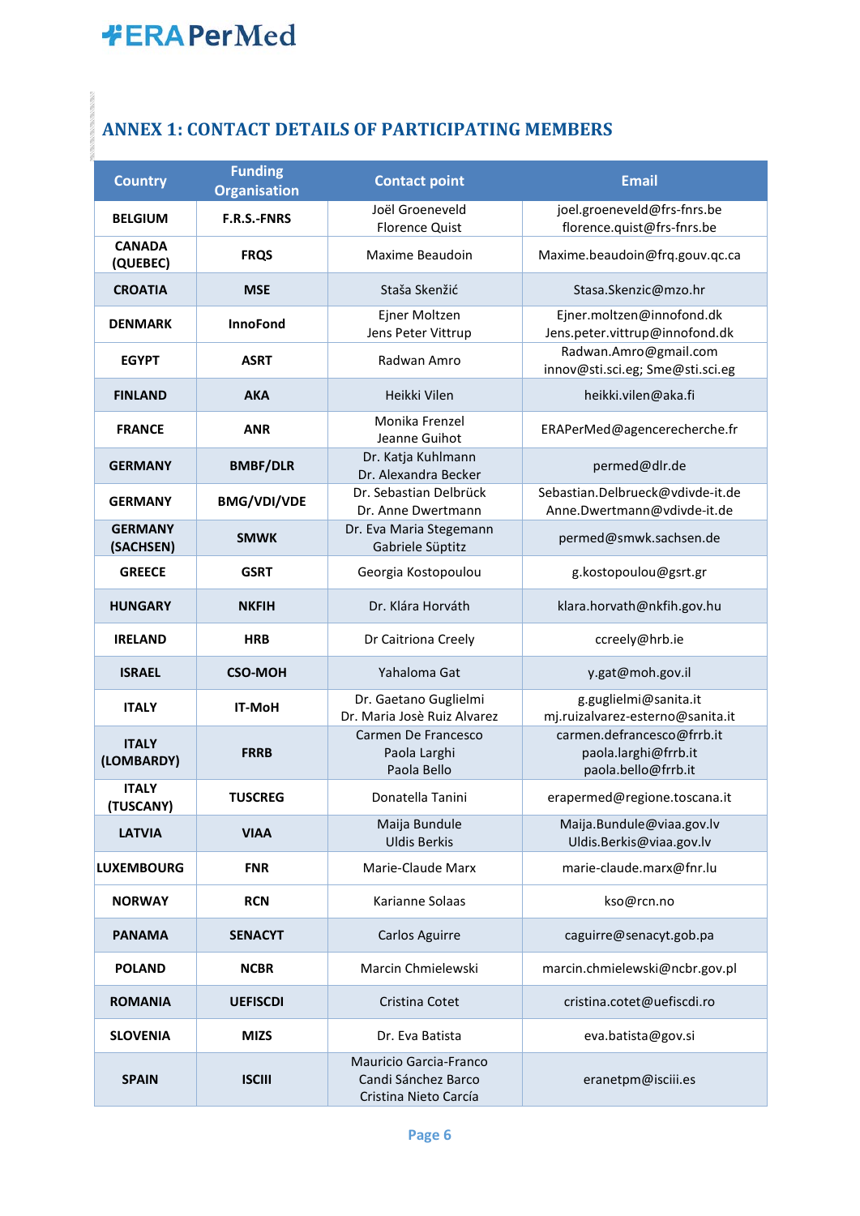## ANNEX 1: CONTACT DETAILS OF PARTICIPATING MEMBERS

| Country | Funding Organisation | Contact point | Email |
|---|---|---|---|
| BELGIUM | F.R.S.-FNRS | Joël Groeneveld<br>Florence Quist | joel.groeneveld@frs-fnrs.be<br>florence.quist@frs-fnrs.be |
| CANADA (QUEBEC) | FRQS | Maxime Beaudoin | Maxime.beaudoin@frq.gouv.qc.ca |
| CROATIA | MSE | Staša Skenžić | Stasa.Skenzic@mzo.hr |
| DENMARK | InnoFond | Ejner Moltzen<br>Jens Peter Vittrup | Ejner.moltzen@innofond.dk<br>Jens.peter.vittrup@innofond.dk |
| EGYPT | ASRT | Radwan Amro | Radwan.Amro@gmail.com<br>innov@sti.sci.eg; Sme@sti.sci.eg |
| FINLAND | AKA | Heikki Vilen | heikki.vilen@aka.fi |
| FRANCE | ANR | Monika Frenzel<br>Jeanne Guihot | ERAPerMed@agencerecherche.fr |
| GERMANY | BMBF/DLR | Dr. Katja Kuhlmann<br>Dr. Alexandra Becker | permed@dlr.de |
| GERMANY | BMG/VDI/VDE | Dr. Sebastian Delbrück<br>Dr. Anne Dwertmann | Sebastian.Delbrueck@vdivde-it.de<br>Anne.Dwertmann@vdivde-it.de |
| GERMANY (SACHSEN) | SMWK | Dr. Eva Maria Stegemann<br>Gabriele Süptitz | permed@smwk.sachsen.de |
| GREECE | GSRT | Georgia Kostopoulou | g.kostopoulou@gsrt.gr |
| HUNGARY | NKFIH | Dr. Klára Horváth | klara.horvath@nkfih.gov.hu |
| IRELAND | HRB | Dr Caitriona Creely | ccreely@hrb.ie |
| ISRAEL | CSO-MOH | Yahaloma Gat | y.gat@moh.gov.il |
| ITALY | IT-MoH | Dr. Gaetano Guglielmi<br>Dr. Maria Josè Ruiz Alvarez | g.guglielmi@sanita.it<br>mj.ruizalvarez-esterno@sanita.it |
| ITALY (LOMBARDY) | FRRB | Carmen De Francesco<br>Paola Larghi<br>Paola Bello | carmen.defrancesco@frrb.it<br>paola.larghi@frrb.it<br>paola.bello@frrb.it |
| ITALY (TUSCANY) | TUSCREG | Donatella Tanini | erapermed@regione.toscana.it |
| LATVIA | VIAA | Maija Bundule<br>Uldis Berkis | Maija.Bundule@viaa.gov.lv<br>Uldis.Berkis@viaa.gov.lv |
| LUXEMBOURG | FNR | Marie-Claude Marx | marie-claude.marx@fnr.lu |
| NORWAY | RCN | Karianne Solaas | kso@rcn.no |
| PANAMA | SENACYT | Carlos Aguirre | caguirre@senacyt.gob.pa |
| POLAND | NCBR | Marcin Chmielewski | marcin.chmielewski@ncbr.gov.pl |
| ROMANIA | UEFISCDI | Cristina Cotet | cristina.cotet@uefiscdi.ro |
| SLOVENIA | MIZS | Dr. Eva Batista | eva.batista@gov.si |
| SPAIN | ISCIII | Mauricio Garcia-Franco<br>Candi Sánchez Barco<br>Cristina Nieto Carcía | eranetpm@isciii.es |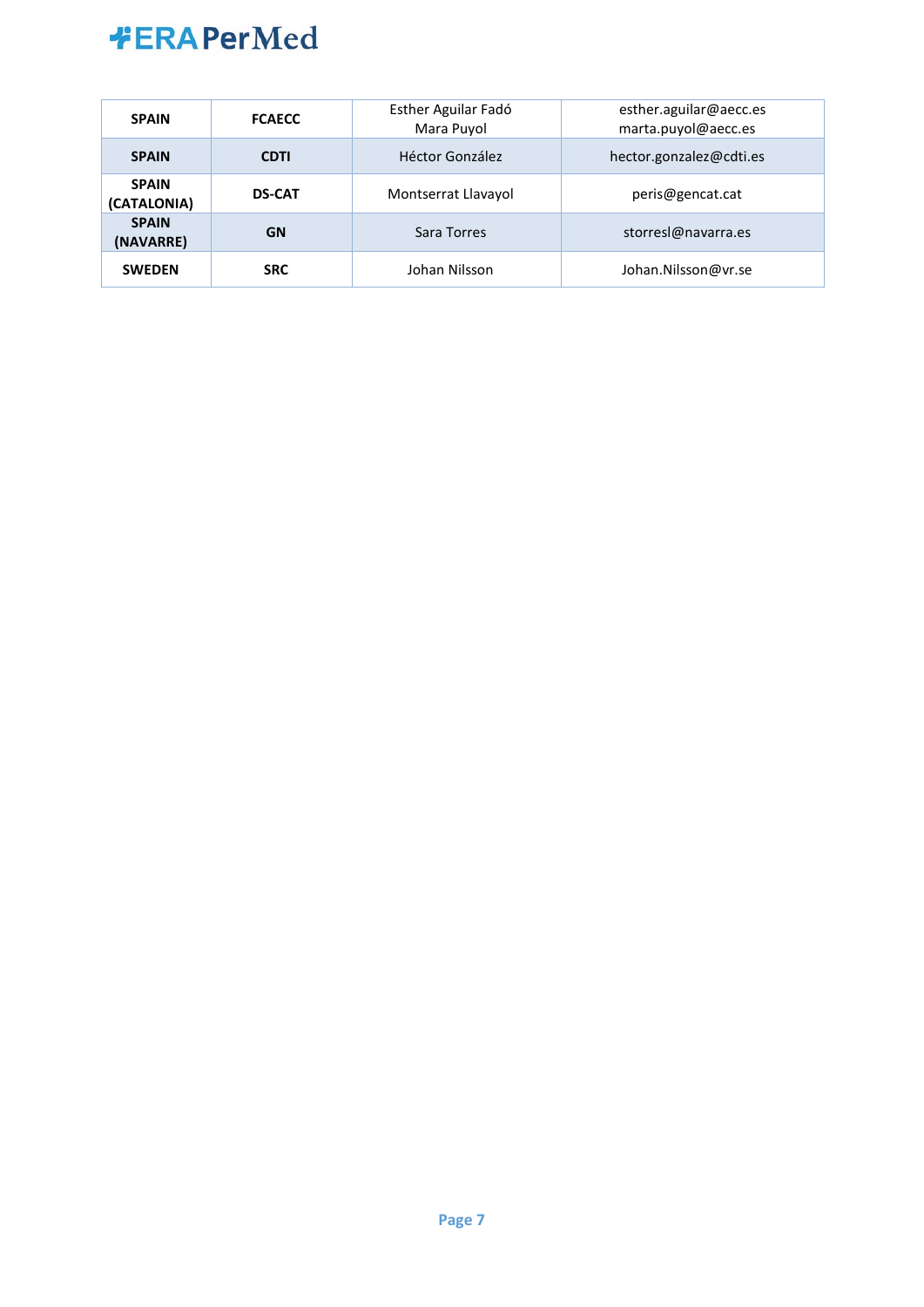| | | | |
|---|---|---|---|
| **SPAIN** | **FCAECC** | Esther Aguilar Fadó<br>Mara Puyol | esther.aguilar@aecc.es<br>marta.puyol@aecc.es |
| **SPAIN** | **CDTI** | Héctor González | hector.gonzalez@cdti.es |
| **SPAIN (CATALONIA)** | **DS-CAT** | Montserrat Llavayol | peris@gencat.cat |
| **SPAIN (NAVARRE)** | **GN** | Sara Torres | storresl@navarra.es |
| **SWEDEN** | **SRC** | Johan Nilsson | Johan.Nilsson@vr.se |